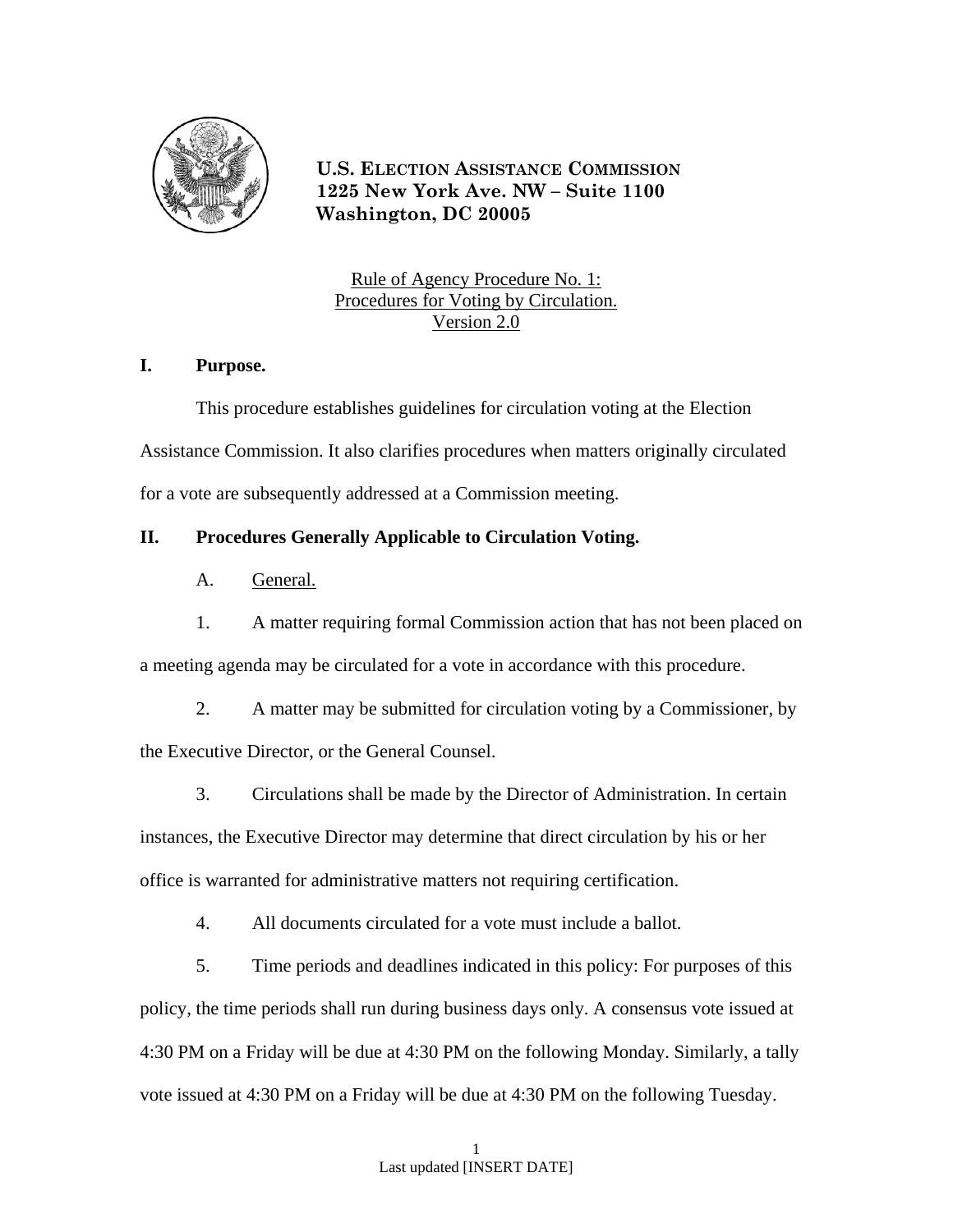**U.S. ELECTION ASSISTANCE COMMISSION**
**1225 New York Ave. NW – Suite 1100**
**Washington, DC 20005**

Rule of Agency Procedure No. 1:
Procedures for Voting by Circulation.
Version 2.0

## I. Purpose.

This procedure establishes guidelines for circulation voting at the Election Assistance Commission. It also clarifies procedures when matters originally circulated for a vote are subsequently addressed at a Commission meeting.

## II. Procedures Generally Applicable to Circulation Voting.

### A. General.

1. A matter requiring formal Commission action that has not been placed on a meeting agenda may be circulated for a vote in accordance with this procedure.

2. A matter may be submitted for circulation voting by a Commissioner, by the Executive Director, or the General Counsel.

3. Circulations shall be made by the Director of Administration. In certain instances, the Executive Director may determine that direct circulation by his or her office is warranted for administrative matters not requiring certification.

4. All documents circulated for a vote must include a ballot.

5. Time periods and deadlines indicated in this policy: For purposes of this policy, the time periods shall run during business days only. A consensus vote issued at 4:30 PM on a Friday will be due at 4:30 PM on the following Monday. Similarly, a tally vote issued at 4:30 PM on a Friday will be due at 4:30 PM on the following Tuesday.

Last updated [INSERT DATE]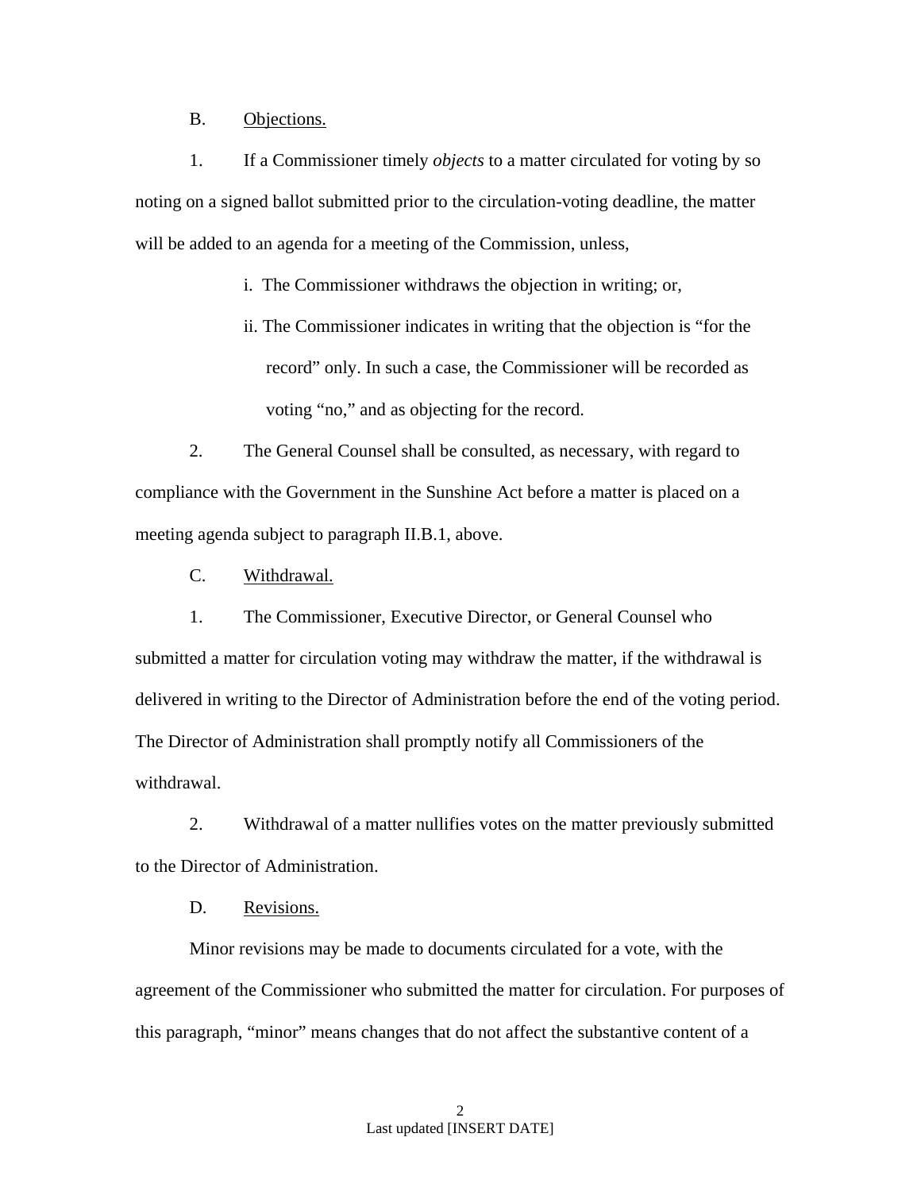B. Objections.

1. If a Commissioner timely *objects* to a matter circulated for voting by so noting on a signed ballot submitted prior to the circulation-voting deadline, the matter will be added to an agenda for a meeting of the Commission, unless,

i. The Commissioner withdraws the objection in writing; or,

ii. The Commissioner indicates in writing that the objection is "for the record" only. In such a case, the Commissioner will be recorded as voting "no," and as objecting for the record.

2. The General Counsel shall be consulted, as necessary, with regard to compliance with the Government in the Sunshine Act before a matter is placed on a meeting agenda subject to paragraph II.B.1, above.

C. Withdrawal.

1. The Commissioner, Executive Director, or General Counsel who submitted a matter for circulation voting may withdraw the matter, if the withdrawal is delivered in writing to the Director of Administration before the end of the voting period. The Director of Administration shall promptly notify all Commissioners of the withdrawal.

2. Withdrawal of a matter nullifies votes on the matter previously submitted to the Director of Administration.

D. Revisions.

Minor revisions may be made to documents circulated for a vote, with the agreement of the Commissioner who submitted the matter for circulation. For purposes of this paragraph, "minor" means changes that do not affect the substantive content of a

Last updated [INSERT DATE]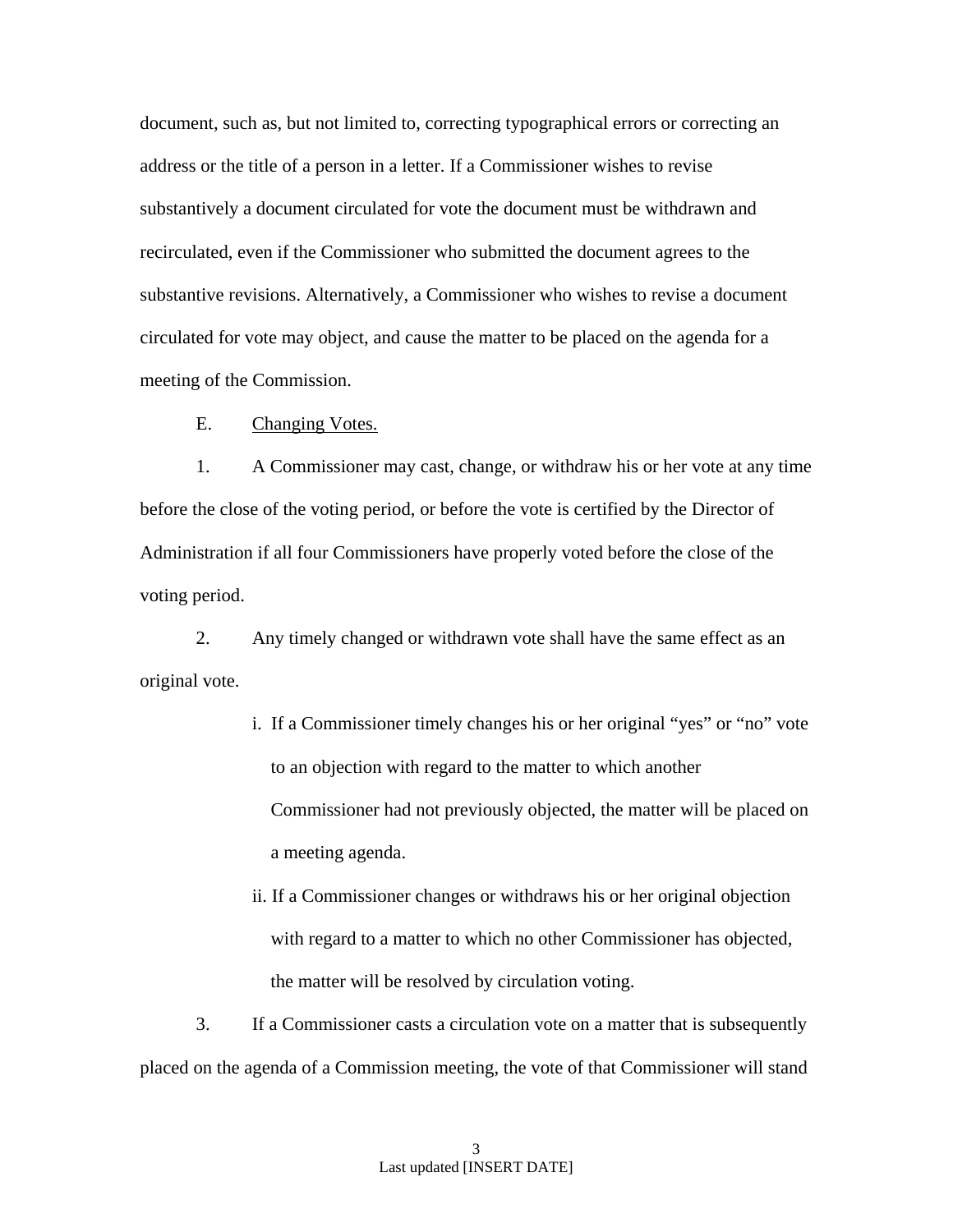document, such as, but not limited to, correcting typographical errors or correcting an address or the title of a person in a letter. If a Commissioner wishes to revise substantively a document circulated for vote the document must be withdrawn and recirculated, even if the Commissioner who submitted the document agrees to the substantive revisions. Alternatively, a Commissioner who wishes to revise a document circulated for vote may object, and cause the matter to be placed on the agenda for a meeting of the Commission.

E. <u>Changing Votes.</u>

1. A Commissioner may cast, change, or withdraw his or her vote at any time before the close of the voting period, or before the vote is certified by the Director of Administration if all four Commissioners have properly voted before the close of the voting period.

2. Any timely changed or withdrawn vote shall have the same effect as an original vote.

   i. If a Commissioner timely changes his or her original "yes" or "no" vote to an objection with regard to the matter to which another Commissioner had not previously objected, the matter will be placed on a meeting agenda.

   ii. If a Commissioner changes or withdraws his or her original objection with regard to a matter to which no other Commissioner has objected, the matter will be resolved by circulation voting.

3. If a Commissioner casts a circulation vote on a matter that is subsequently placed on the agenda of a Commission meeting, the vote of that Commissioner will stand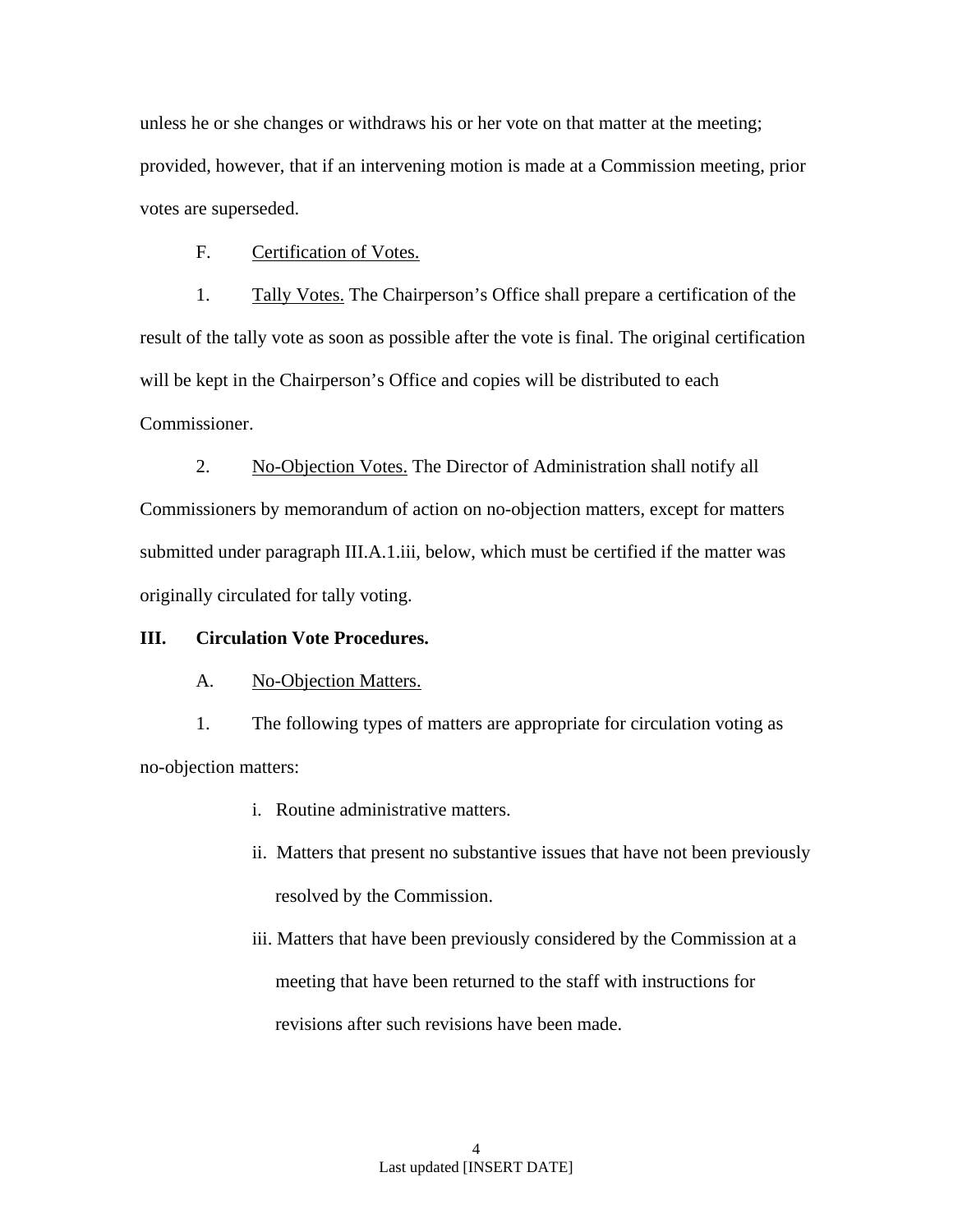unless he or she changes or withdraws his or her vote on that matter at the meeting; provided, however, that if an intervening motion is made at a Commission meeting, prior votes are superseded.

F. Certification of Votes.

1. Tally Votes. The Chairperson's Office shall prepare a certification of the result of the tally vote as soon as possible after the vote is final. The original certification will be kept in the Chairperson's Office and copies will be distributed to each Commissioner.

2. No-Objection Votes. The Director of Administration shall notify all Commissioners by memorandum of action on no-objection matters, except for matters submitted under paragraph III.A.1.iii, below, which must be certified if the matter was originally circulated for tally voting.

## III. Circulation Vote Procedures.

A. No-Objection Matters.

1. The following types of matters are appropriate for circulation voting as no-objection matters:

   i. Routine administrative matters.

   ii. Matters that present no substantive issues that have not been previously resolved by the Commission.

   iii. Matters that have been previously considered by the Commission at a meeting that have been returned to the staff with instructions for revisions after such revisions have been made.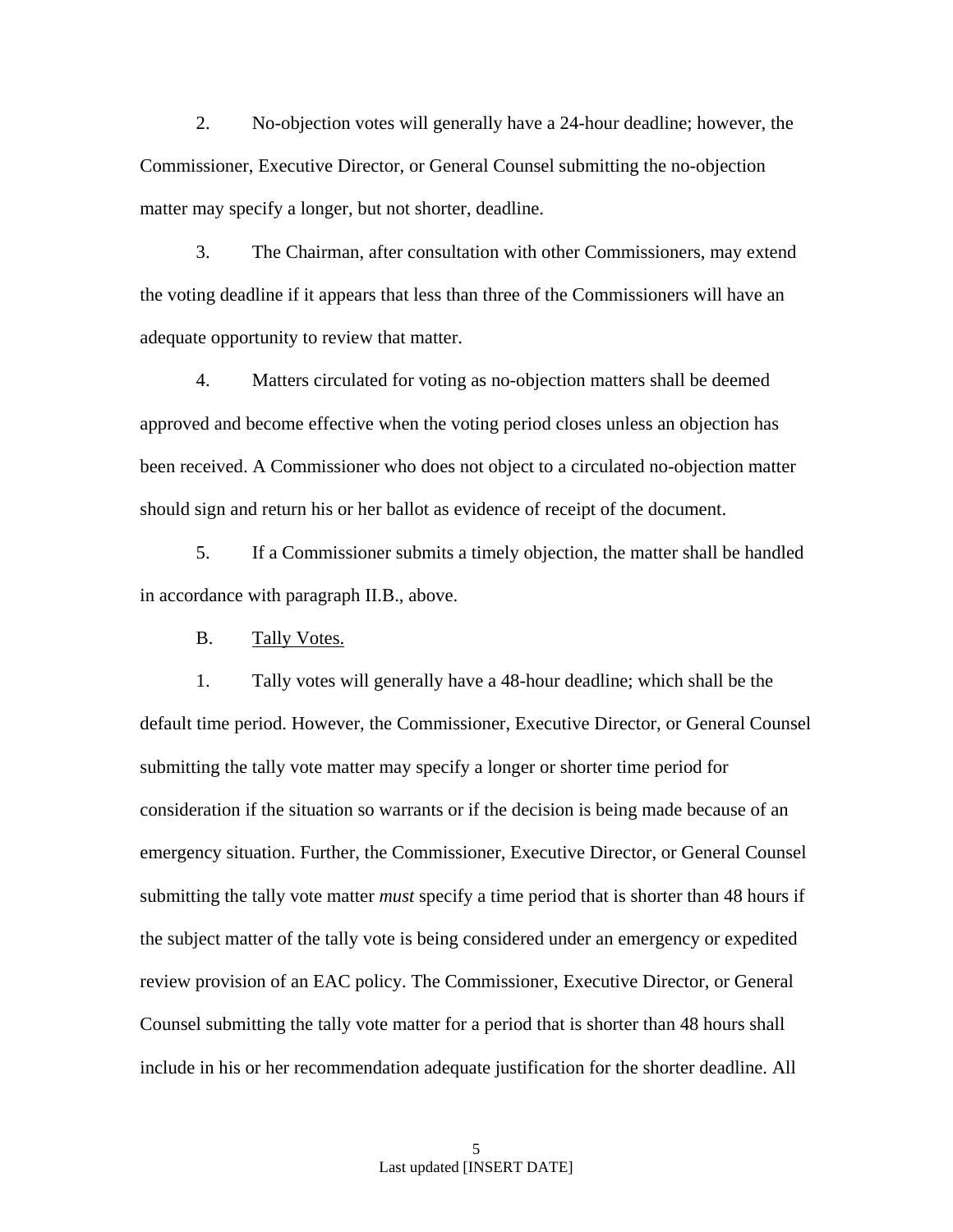2. No-objection votes will generally have a 24-hour deadline; however, the Commissioner, Executive Director, or General Counsel submitting the no-objection matter may specify a longer, but not shorter, deadline.

3. The Chairman, after consultation with other Commissioners, may extend the voting deadline if it appears that less than three of the Commissioners will have an adequate opportunity to review that matter.

4. Matters circulated for voting as no-objection matters shall be deemed approved and become effective when the voting period closes unless an objection has been received. A Commissioner who does not object to a circulated no-objection matter should sign and return his or her ballot as evidence of receipt of the document.

5. If a Commissioner submits a timely objection, the matter shall be handled in accordance with paragraph II.B., above.

B. Tally Votes.

1. Tally votes will generally have a 48-hour deadline; which shall be the default time period. However, the Commissioner, Executive Director, or General Counsel submitting the tally vote matter may specify a longer or shorter time period for consideration if the situation so warrants or if the decision is being made because of an emergency situation. Further, the Commissioner, Executive Director, or General Counsel submitting the tally vote matter *must* specify a time period that is shorter than 48 hours if the subject matter of the tally vote is being considered under an emergency or expedited review provision of an EAC policy. The Commissioner, Executive Director, or General Counsel submitting the tally vote matter for a period that is shorter than 48 hours shall include in his or her recommendation adequate justification for the shorter deadline. All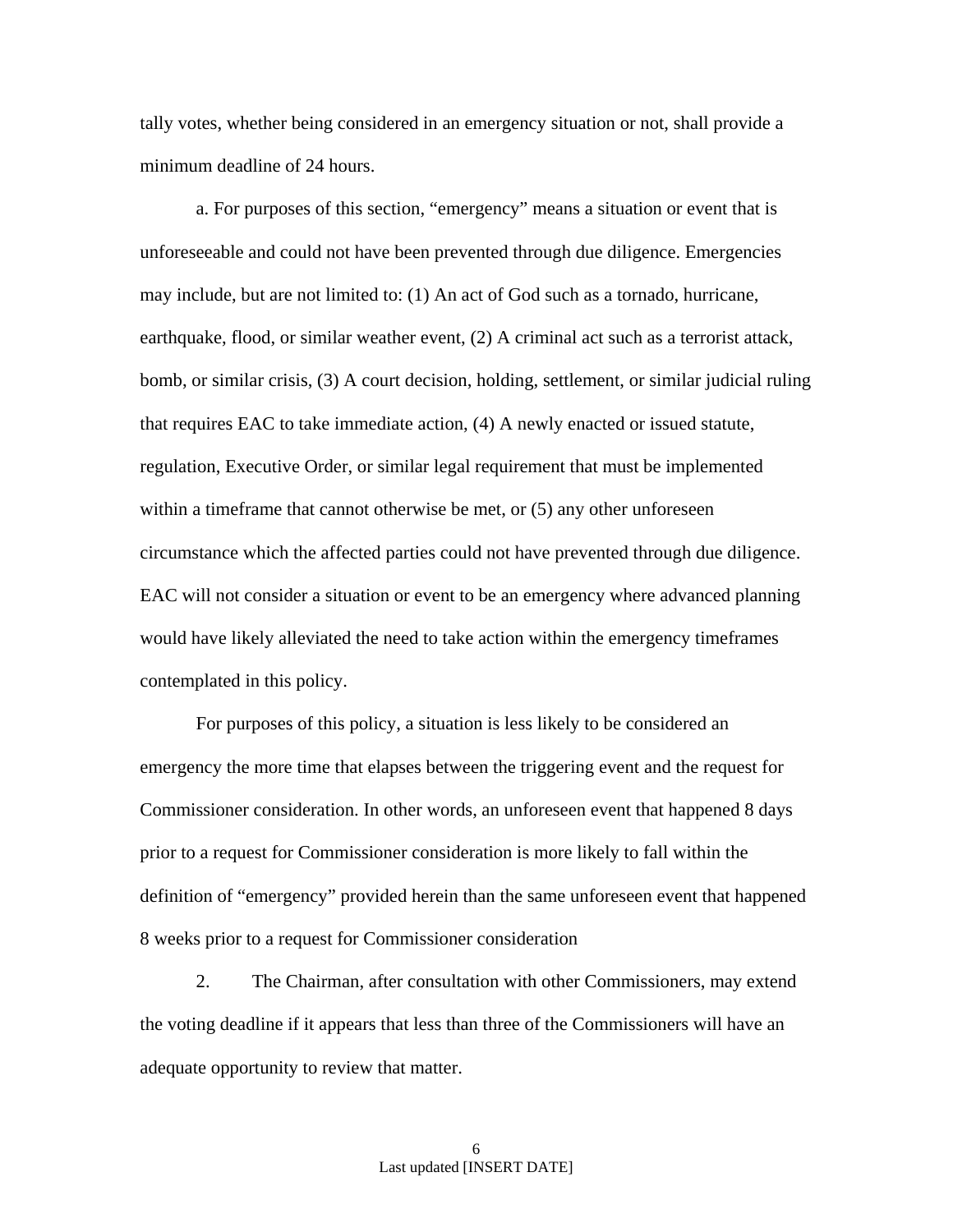tally votes, whether being considered in an emergency situation or not, shall provide a minimum deadline of 24 hours.

a. For purposes of this section, "emergency" means a situation or event that is unforeseeable and could not have been prevented through due diligence. Emergencies may include, but are not limited to: (1) An act of God such as a tornado, hurricane, earthquake, flood, or similar weather event, (2) A criminal act such as a terrorist attack, bomb, or similar crisis, (3) A court decision, holding, settlement, or similar judicial ruling that requires EAC to take immediate action, (4) A newly enacted or issued statute, regulation, Executive Order, or similar legal requirement that must be implemented within a timeframe that cannot otherwise be met, or (5) any other unforeseen circumstance which the affected parties could not have prevented through due diligence. EAC will not consider a situation or event to be an emergency where advanced planning would have likely alleviated the need to take action within the emergency timeframes contemplated in this policy.

For purposes of this policy, a situation is less likely to be considered an emergency the more time that elapses between the triggering event and the request for Commissioner consideration. In other words, an unforeseen event that happened 8 days prior to a request for Commissioner consideration is more likely to fall within the definition of "emergency" provided herein than the same unforeseen event that happened 8 weeks prior to a request for Commissioner consideration

2. The Chairman, after consultation with other Commissioners, may extend the voting deadline if it appears that less than three of the Commissioners will have an adequate opportunity to review that matter.

Last updated [INSERT DATE]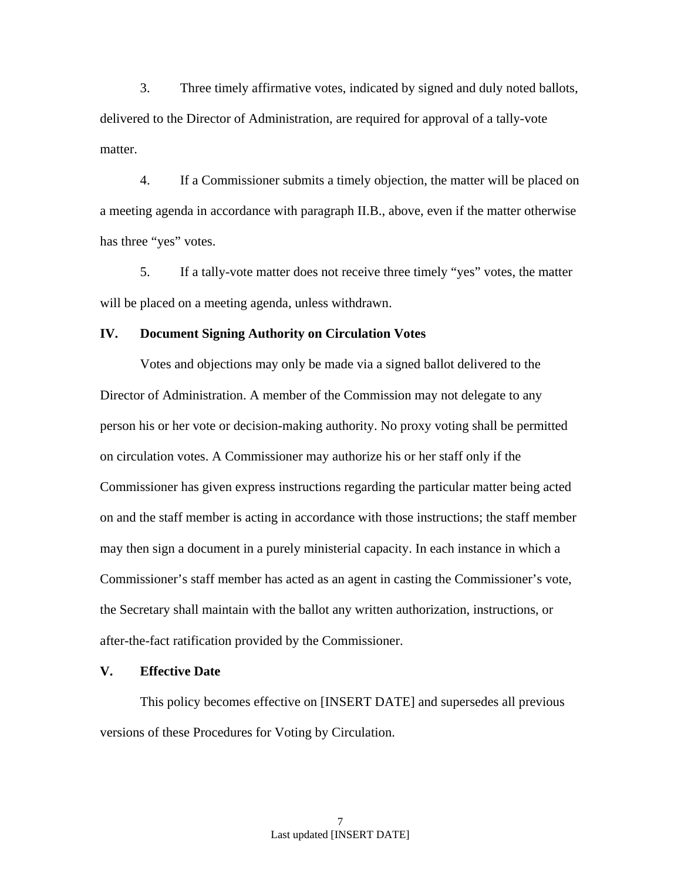3. Three timely affirmative votes, indicated by signed and duly noted ballots, delivered to the Director of Administration, are required for approval of a tally-vote matter.

4. If a Commissioner submits a timely objection, the matter will be placed on a meeting agenda in accordance with paragraph II.B., above, even if the matter otherwise has three "yes" votes.

5. If a tally-vote matter does not receive three timely "yes" votes, the matter will be placed on a meeting agenda, unless withdrawn.

## IV. Document Signing Authority on Circulation Votes

Votes and objections may only be made via a signed ballot delivered to the Director of Administration. A member of the Commission may not delegate to any person his or her vote or decision-making authority. No proxy voting shall be permitted on circulation votes. A Commissioner may authorize his or her staff only if the Commissioner has given express instructions regarding the particular matter being acted on and the staff member is acting in accordance with those instructions; the staff member may then sign a document in a purely ministerial capacity. In each instance in which a Commissioner's staff member has acted as an agent in casting the Commissioner's vote, the Secretary shall maintain with the ballot any written authorization, instructions, or after-the-fact ratification provided by the Commissioner.

## V. Effective Date

This policy becomes effective on [INSERT DATE] and supersedes all previous versions of these Procedures for Voting by Circulation.